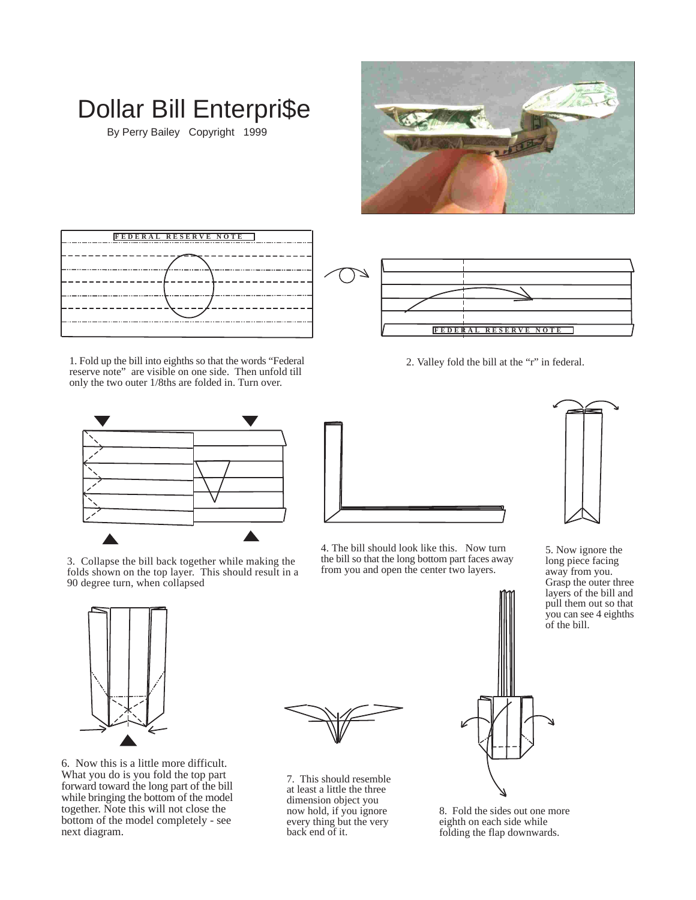# Dollar Bill Enterpri$e

By Perry Bailey Copyright 1999

FEDERAL RESERVE NOTE

1. Fold up the bill into eighths so that the words "Federal reserve note" are visible on one side. Then unfold till only the two outer 1/8ths are folded in. Turn over.

FEDERAL RESERVE NOTE

2. Valley fold the bill at the "r" in federal.

3. Collapse the bill back together while making the folds shown on the top layer. This should result in a 90 degree turn, when collapsed

4. The bill should look like this. Now turn the bill so that the long bottom part faces away from you and open the center two layers.

5. Now ignore the long piece facing away from you. Grasp the outer three layers of the bill and pull them out so that you can see 4 eighths of the bill.

6. Now this is a little more difficult. What you do is you fold the top part forward toward the long part of the bill while bringing the bottom of the model together. Note this will not close the bottom of the model completely - see next diagram.

7. This should resemble at least a little the three dimension object you now hold, if you ignore every thing but the very back end of it.

8. Fold the sides out one more eighth on each side while folding the flap downwards.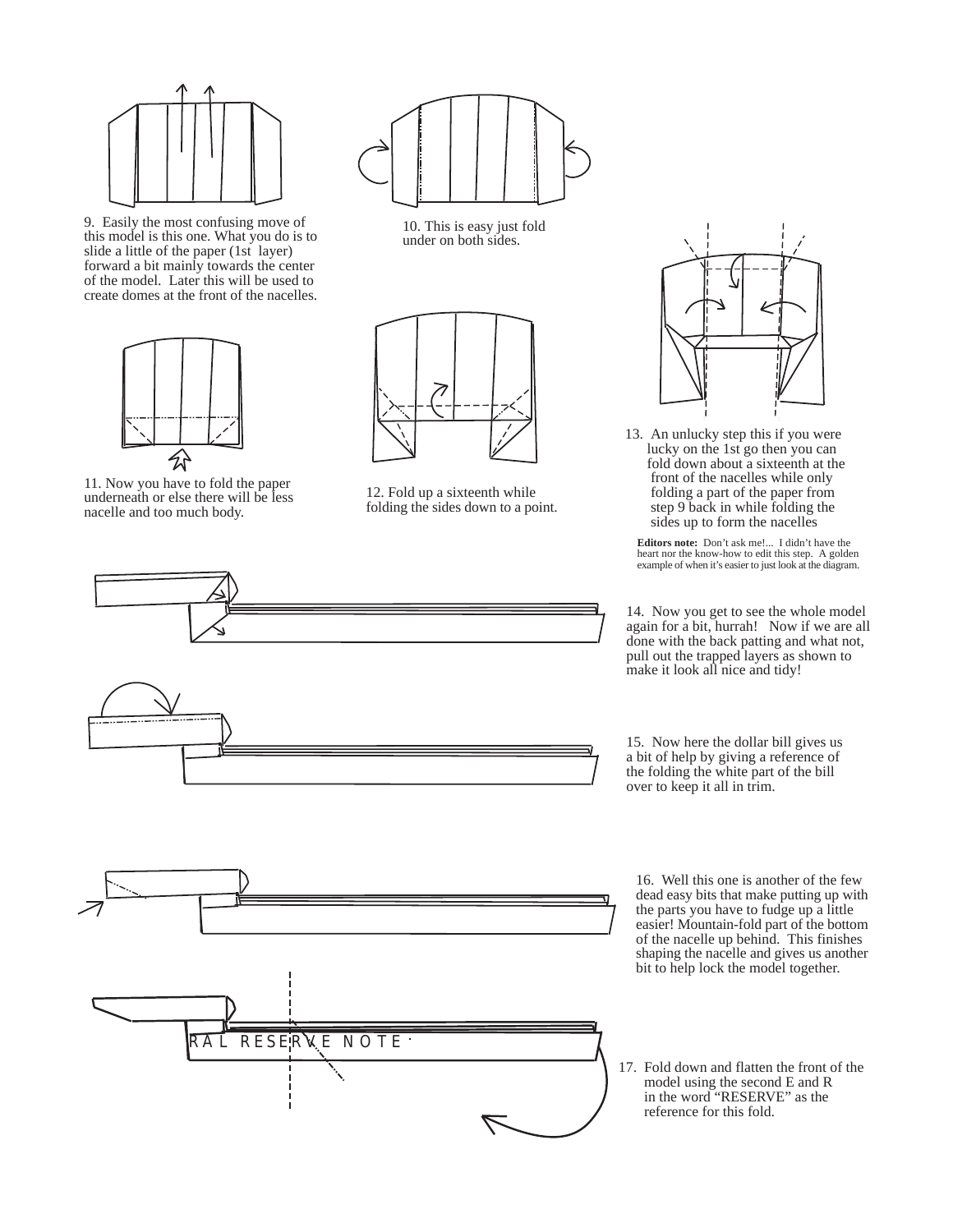9. Easily the most confusing move of this model is this one. What you do is to slide a little of the paper (1st layer) forward a bit mainly towards the center of the model. Later this will be used to create domes at the front of the nacelles.

10. This is easy just fold under on both sides.

11. Now you have to fold the paper underneath or else there will be less nacelle and too much body.

12. Fold up a sixteenth while folding the sides down to a point.

13. An unlucky step this if you were lucky on the 1st go then you can fold down about a sixteenth at the front of the nacelles while only folding a part of the paper from step 9 back in while folding the sides up to form the nacelles

**Editors note:** Don't ask me!... I didn't have the heart nor the know-how to edit this step. A golden example of when it's easier to just look at the diagram.

14. Now you get to see the whole model again for a bit, hurrah! Now if we are all done with the back patting and what not, pull out the trapped layers as shown to make it look all nice and tidy!

15. Now here the dollar bill gives us a bit of help by giving a reference of the folding the white part of the bill over to keep it all in trim.

16. Well this one is another of the few dead easy bits that make putting up with the parts you have to fudge up a little easier! Mountain-fold part of the bottom of the nacelle up behind. This finishes shaping the nacelle and gives us another bit to help lock the model together.

RAL RESERVE NOTE

17. Fold down and flatten the front of the model using the second E and R in the word "RESERVE" as the reference for this fold.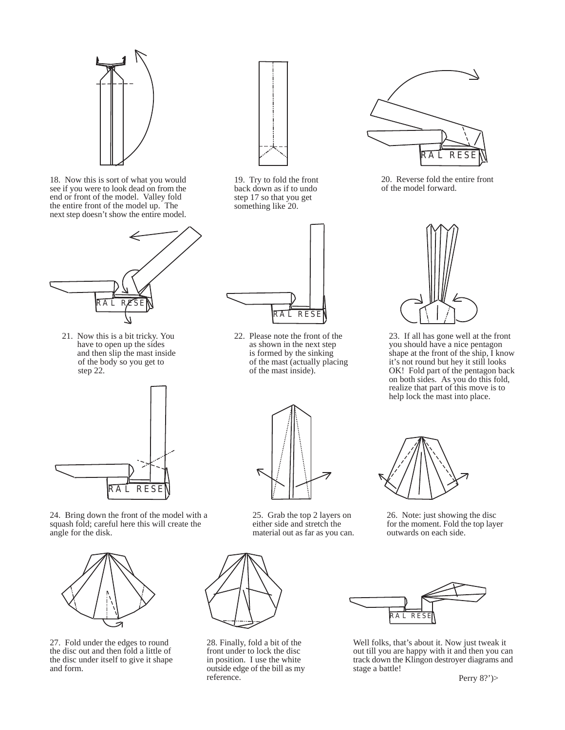18. Now this is sort of what you would see if you were to look dead on from the end or front of the model. Valley fold the entire front of the model up. The next step doesn't show the entire model.

19. Try to fold the front back down as if to undo step 17 so that you get something like 20.

20. Reverse fold the entire front of the model forward.

21. Now this is a bit tricky. You have to open up the sides and then slip the mast inside of the body so you get to step 22.

22. Please note the front of the as shown in the next step is formed by the sinking of the mast (actually placing of the mast inside).

23. If all has gone well at the front you should have a nice pentagon shape at the front of the ship, I know it's not round but hey it still looks OK! Fold part of the pentagon back on both sides. As you do this fold, realize that part of this move is to help lock the mast into place.

24. Bring down the front of the model with a squash fold; careful here this will create the angle for the disk.

25. Grab the top 2 layers on either side and stretch the material out as far as you can.

26. Note: just showing the disc for the moment. Fold the top layer outwards on each side.

27. Fold under the edges to round the disc out and then fold a little of the disc under itself to give it shape and form.

28. Finally, fold a bit of the front under to lock the disc in position. I use the white outside edge of the bill as my reference.

Well folks, that's about it. Now just tweak it out till you are happy with it and then you can track down the Klingon destroyer diagrams and stage a battle!

Perry 8?')>